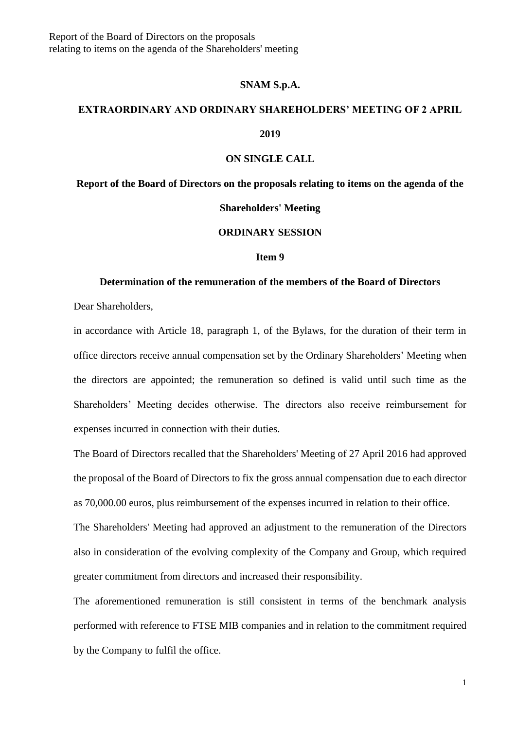**SNAM S.p.A.**

**EXTRAORDINARY AND ORDINARY SHAREHOLDERS' MEETING OF 2 APRIL 2019**

**ON SINGLE CALL**

**Report of the Board of Directors on the proposals relating to items on the agenda of the Shareholders' Meeting**

**ORDINARY SESSION**

**Item 9**

**Determination of the remuneration of the members of the Board of Directors**

Dear Shareholders,

in accordance with Article 18, paragraph 1, of the Bylaws, for the duration of their term in office directors receive annual compensation set by the Ordinary Shareholders' Meeting when the directors are appointed; the remuneration so defined is valid until such time as the Shareholders' Meeting decides otherwise. The directors also receive reimbursement for expenses incurred in connection with their duties.

The Board of Directors recalled that the Shareholders' Meeting of 27 April 2016 had approved the proposal of the Board of Directors to fix the gross annual compensation due to each director as 70,000.00 euros, plus reimbursement of the expenses incurred in relation to their office.

The Shareholders' Meeting had approved an adjustment to the remuneration of the Directors also in consideration of the evolving complexity of the Company and Group, which required greater commitment from directors and increased their responsibility.

The aforementioned remuneration is still consistent in terms of the benchmark analysis performed with reference to FTSE MIB companies and in relation to the commitment required by the Company to fulfil the office.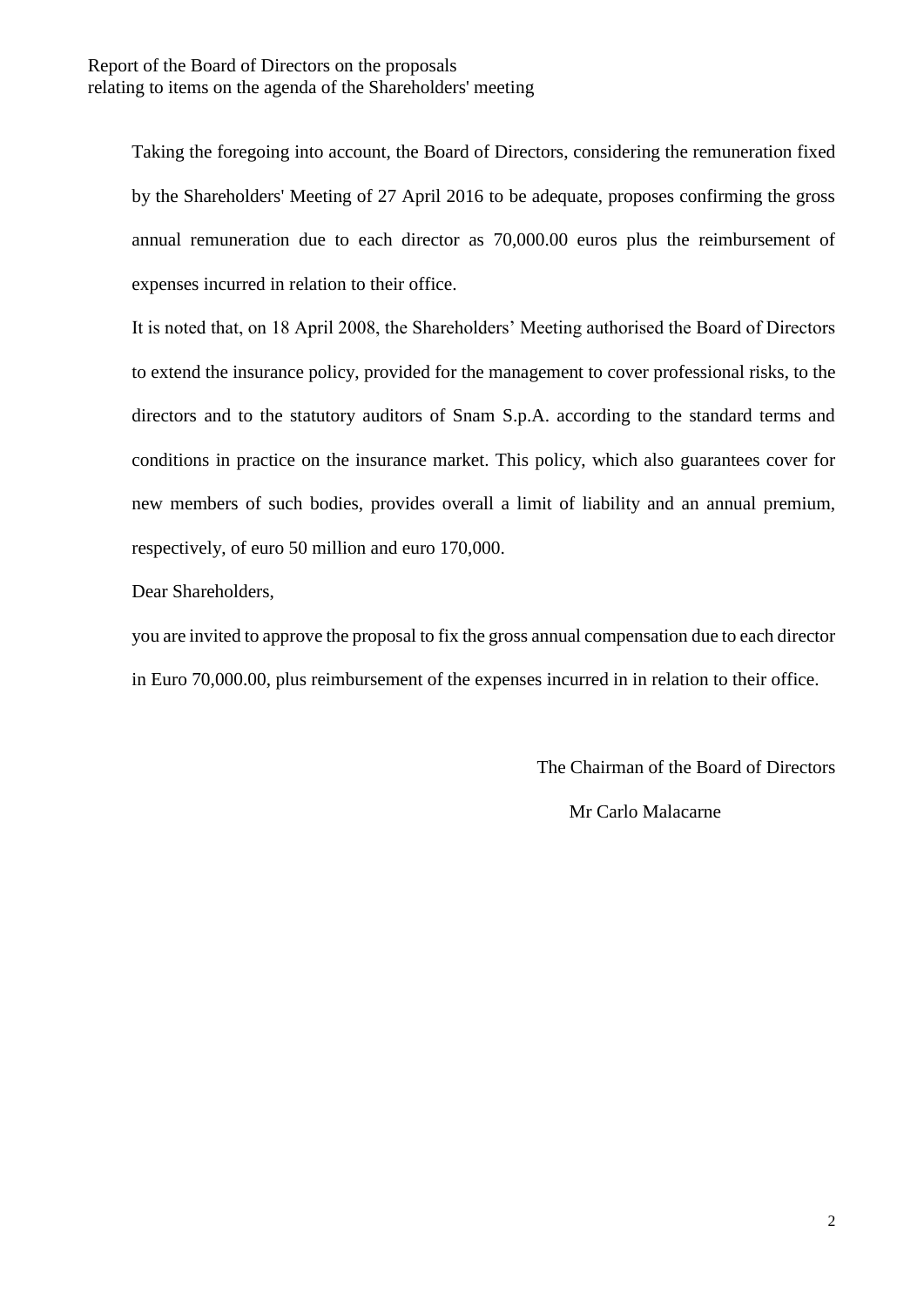Taking the foregoing into account, the Board of Directors, considering the remuneration fixed by the Shareholders' Meeting of 27 April 2016 to be adequate, proposes confirming the gross annual remuneration due to each director as 70,000.00 euros plus the reimbursement of expenses incurred in relation to their office.

It is noted that, on 18 April 2008, the Shareholders' Meeting authorised the Board of Directors to extend the insurance policy, provided for the management to cover professional risks, to the directors and to the statutory auditors of Snam S.p.A. according to the standard terms and conditions in practice on the insurance market. This policy, which also guarantees cover for new members of such bodies, provides overall a limit of liability and an annual premium, respectively, of euro 50 million and euro 170,000.

Dear Shareholders,

you are invited to approve the proposal to fix the gross annual compensation due to each director in Euro 70,000.00, plus reimbursement of the expenses incurred in in relation to their office.

The Chairman of the Board of Directors

Mr Carlo Malacarne